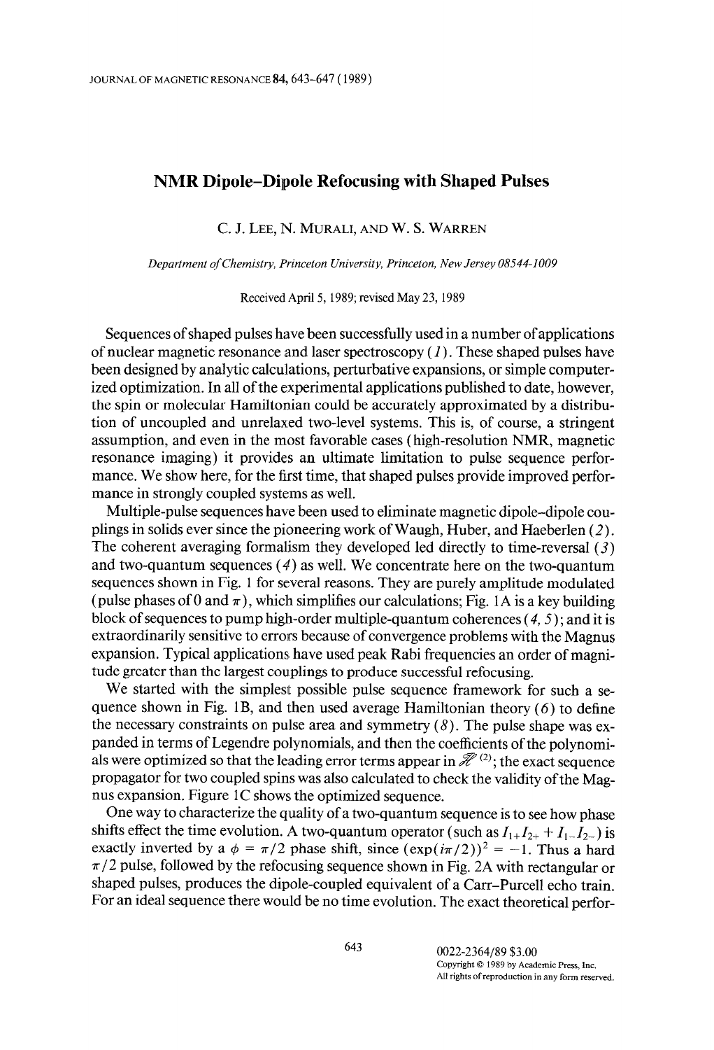# NMR Dipole–Dipole Refocusing with Shaped Pulses

C. J. Lee, N. Murali, and W. S. Warren

*Department of Chemistry, Princeton University, Princeton, New Jersey 08544-1009*

Received April 5, 1989; revised May 23, 1989

Sequences of shaped pulses have been successfully used in a number of applications of nuclear magnetic resonance and laser spectroscopy (*1*). These shaped pulses have been designed by analytic calculations, perturbative expansions, or simple computerized optimization. In all of the experimental applications published to date, however, the spin or molecular Hamiltonian could be accurately approximated by a distribution of uncoupled and unrelaxed two-level systems. This is, of course, a stringent assumption, and even in the most favorable cases (high-resolution NMR, magnetic resonance imaging) it provides an ultimate limitation to pulse sequence performance. We show here, for the first time, that shaped pulses provide improved performance in strongly coupled systems as well.

Multiple-pulse sequences have been used to eliminate magnetic dipole–dipole couplings in solids ever since the pioneering work of Waugh, Huber, and Haeberlen (*2*). The coherent averaging formalism they developed led directly to time-reversal (*3*) and two-quantum sequences (*4*) as well. We concentrate here on the two-quantum sequences shown in Fig. 1 for several reasons. They are purely amplitude modulated (pulse phases of 0 and $\pi$), which simplifies our calculations; Fig. 1A is a key building block of sequences to pump high-order multiple-quantum coherences (*4, 5*); and it is extraordinarily sensitive to errors because of convergence problems with the Magnus expansion. Typical applications have used peak Rabi frequencies an order of magnitude greater than the largest couplings to produce successful refocusing.

We started with the simplest possible pulse sequence framework for such a sequence shown in Fig. 1B, and then used average Hamiltonian theory (*6*) to define the necessary constraints on pulse area and symmetry (*8*). The pulse shape was expanded in terms of Legendre polynomials, and then the coefficients of the polynomials were optimized so that the leading error terms appear in $\mathscr{H}^{(2)}$; the exact sequence propagator for two coupled spins was also calculated to check the validity of the Magnus expansion. Figure 1C shows the optimized sequence.

One way to characterize the quality of a two-quantum sequence is to see how phase shifts effect the time evolution. A two-quantum operator (such as $I_{1+}I_{2+} + I_{1-}I_{2-}$) is exactly inverted by a $\phi = \pi/2$ phase shift, since $(\exp(i\pi/2))^2 = -1$. Thus a hard $\pi/2$ pulse, followed by the refocusing sequence shown in Fig. 2A with rectangular or shaped pulses, produces the dipole-coupled equivalent of a Carr–Purcell echo train. For an ideal sequence there would be no time evolution. The exact theoretical perfor-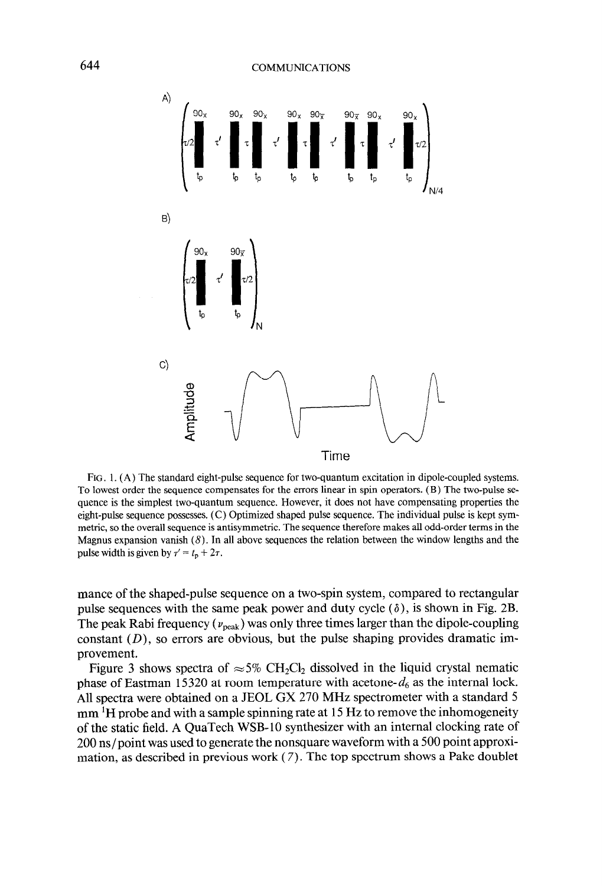FIG. 1. (A) The standard eight-pulse sequence for two-quantum excitation in dipole-coupled systems. To lowest order the sequence compensates for the errors linear in spin operators. (B) The two-pulse sequence is the simplest two-quantum sequence. However, it does not have compensating properties the eight-pulse sequence possesses. (C) Optimized shaped pulse sequence. The individual pulse is kept symmetric, so the overall sequence is antisymmetric. The sequence therefore makes all odd-order terms in the Magnus expansion vanish (8). In all above sequences the relation between the window lengths and the pulse width is given by $\tau' = t_p + 2\tau$.

mance of the shaped-pulse sequence on a two-spin system, compared to rectangular pulse sequences with the same peak power and duty cycle ($\delta$), is shown in Fig. 2B. The peak Rabi frequency ($\nu_{peak}$) was only three times larger than the dipole-coupling constant ($D$), so errors are obvious, but the pulse shaping provides dramatic improvement.

Figure 3 shows spectra of $\approx$5% $CH_2Cl_2$ dissolved in the liquid crystal nematic phase of Eastman 15320 at room temperature with acetone-$d_6$ as the internal lock. All spectra were obtained on a JEOL GX 270 MHz spectrometer with a standard 5 mm $^1H$ probe and with a sample spinning rate at 15 Hz to remove the inhomogeneity of the static field. A QuaTech WSB-10 synthesizer with an internal clocking rate of 200 ns/point was used to generate the nonsquare waveform with a 500 point approximation, as described in previous work (7). The top spectrum shows a Pake doublet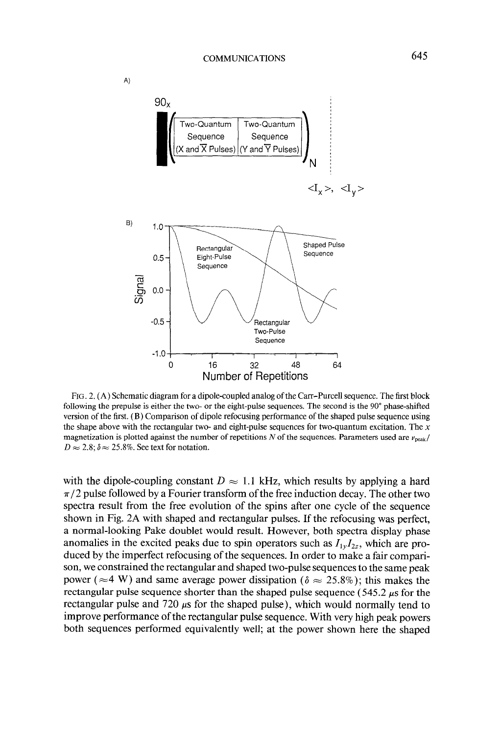FIG. 2. (A) Schematic diagram for a dipole-coupled analog of the Carr–Purcell sequence. The first block following the prepulse is either the two- or the eight-pulse sequences. The second is the 90° phase-shifted version of the first. (B) Comparison of dipole refocusing performance of the shaped pulse sequence using the shape above with the rectangular two- and eight-pulse sequences for two-quantum excitation. The $x$ magnetization is plotted against the number of repetitions $N$ of the sequences. Parameters used are $\nu_{\text{peak}}/D \approx 2.8$; $\delta \approx 25.8\%$. See text for notation.

with the dipole-coupling constant $D \approx 1.1$ kHz, which results by applying a hard $\pi/2$ pulse followed by a Fourier transform of the free induction decay. The other two spectra result from the free evolution of the spins after one cycle of the sequence shown in Fig. 2A with shaped and rectangular pulses. If the refocusing was perfect, a normal-looking Pake doublet would result. However, both spectra display phase anomalies in the excited peaks due to spin operators such as $I_{1y}I_{2z}$, which are produced by the imperfect refocusing of the sequences. In order to make a fair comparison, we constrained the rectangular and shaped two-pulse sequences to the same peak power ($\approx$4 W) and same average power dissipation ($\delta \approx 25.8\%$); this makes the rectangular pulse sequence shorter than the shaped pulse sequence (545.2 $\mu$s for the rectangular pulse and 720 $\mu$s for the shaped pulse), which would normally tend to improve performance of the rectangular pulse sequence. With very high peak powers both sequences performed equivalently well; at the power shown here the shaped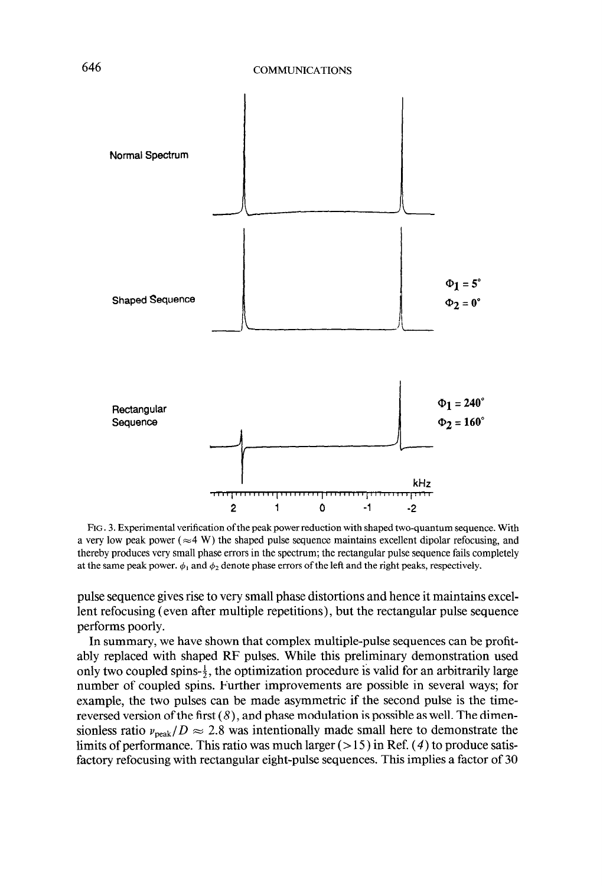FIG. 3. Experimental verification of the peak power reduction with shaped two-quantum sequence. With a very low peak power ($\approx$4 W) the shaped pulse sequence maintains excellent dipolar refocusing, and thereby produces very small phase errors in the spectrum; the rectangular pulse sequence fails completely at the same peak power. $\phi_1$ and $\phi_2$ denote phase errors of the left and the right peaks, respectively.

pulse sequence gives rise to very small phase distortions and hence it maintains excellent refocusing (even after multiple repetitions), but the rectangular pulse sequence performs poorly.

In summary, we have shown that complex multiple-pulse sequences can be profitably replaced with shaped RF pulses. While this preliminary demonstration used only two coupled spins-$\frac{1}{2}$, the optimization procedure is valid for an arbitrarily large number of coupled spins. Further improvements are possible in several ways; for example, the two pulses can be made asymmetric if the second pulse is the time-reversed version of the first (*8*), and phase modulation is possible as well. The dimensionless ratio $\nu_{peak}/D \approx 2.8$ was intentionally made small here to demonstrate the limits of performance. This ratio was much larger (>15) in Ref. (*4*) to produce satisfactory refocusing with rectangular eight-pulse sequences. This implies a factor of 30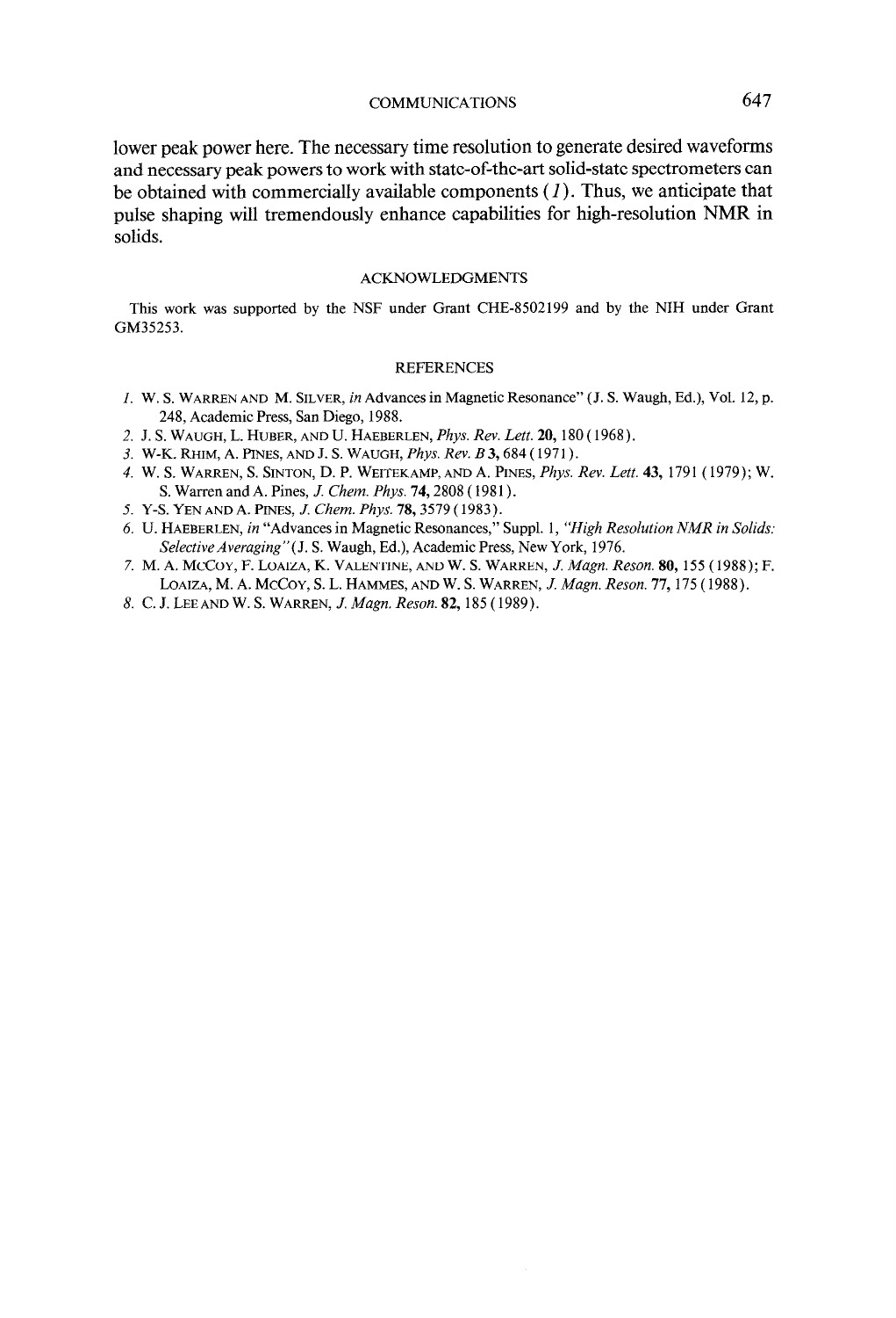lower peak power here. The necessary time resolution to generate desired waveforms and necessary peak powers to work with state-of-the-art solid-state spectrometers can be obtained with commercially available components (*1*). Thus, we anticipate that pulse shaping will tremendously enhance capabilities for high-resolution NMR in solids.

## ACKNOWLEDGMENTS

This work was supported by the NSF under Grant CHE-8502199 and by the NIH under Grant GM35253.

## REFERENCES

1. W. S. Warren and M. Silver, *in* Advances in Magnetic Resonance" (J. S. Waugh, Ed.), Vol. 12, p. 248, Academic Press, San Diego, 1988.
2. J. S. Waugh, L. Huber, and U. Haeberlen, *Phys. Rev. Lett.* **20,** 180 (1968).
3. W-K. Rhim, A. Pines, and J. S. Waugh, *Phys. Rev. B* **3,** 684 (1971).
4. W. S. Warren, S. Sinton, D. P. Weitekamp, and A. Pines, *Phys. Rev. Lett.* **43,** 1791 (1979); W. S. Warren and A. Pines, *J. Chem. Phys.* **74,** 2808 (1981).
5. Y-S. Yen and A. Pines, *J. Chem. Phys.* **78,** 3579 (1983).
6. U. Haeberlen, *in* "Advances in Magnetic Resonances," Suppl. 1, *"High Resolution NMR in Solids: Selective Averaging"* (J. S. Waugh, Ed.), Academic Press, New York, 1976.
7. M. A. McCoy, F. Loaiza, K. Valentine, and W. S. Warren, *J. Magn. Reson.* **80,** 155 (1988); F. Loaiza, M. A. McCoy, S. L. Hammes, and W. S. Warren, *J. Magn. Reson.* **77,** 175 (1988).
8. C. J. Lee and W. S. Warren, *J. Magn. Reson.* **82,** 185 (1989).